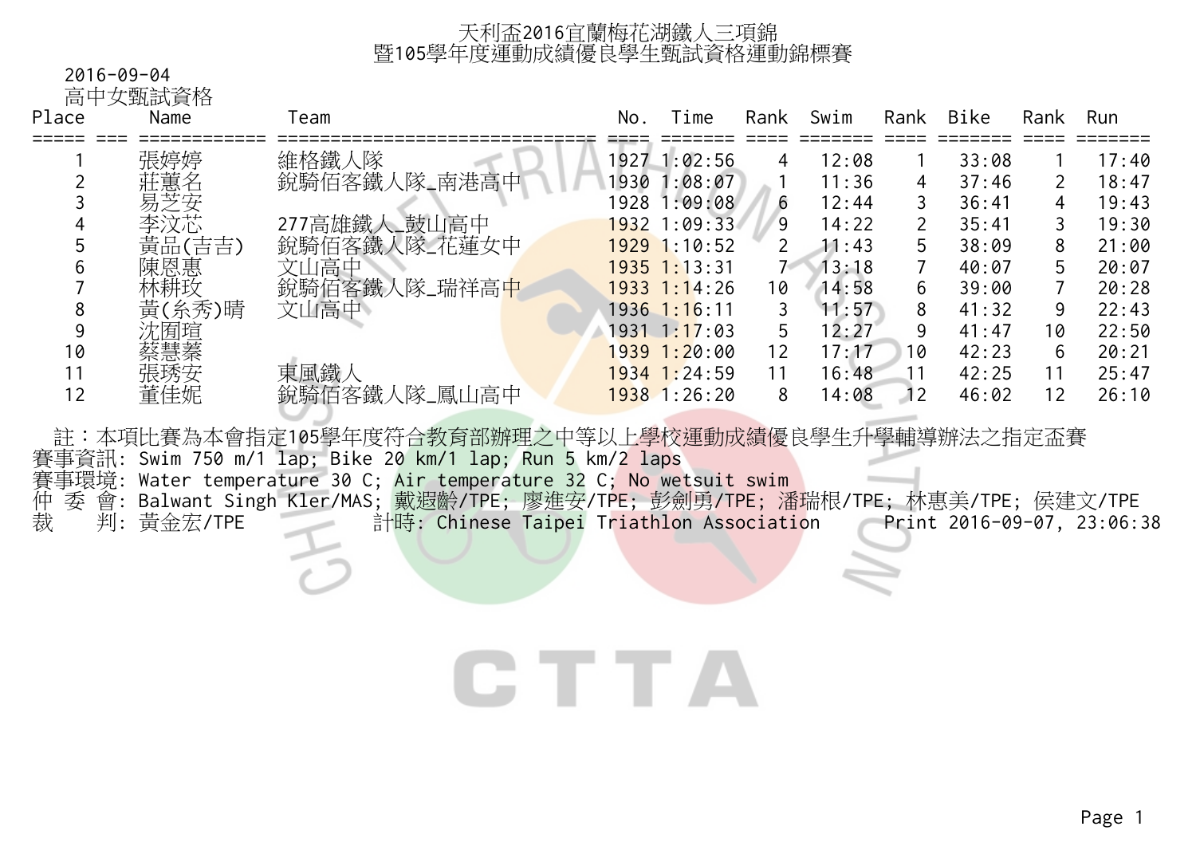# 天利盃2016宜蘭梅花湖鐵人三項錦
# 暨105學年度運動成績優良學生甄試資格運動錦標賽

2016-09-04

高中女甄試資格

| Place | Name | Team | No. | Time | Rank | Swim | Rank | Bike | Rank | Run |
|---|---|---|---|---|---|---|---|---|---|---|
| 1 | 張婷婷 | 維格鐵人隊 | 1927 | 1:02:56 | 4 | 12:08 | 1 | 33:08 | 1 | 17:40 |
| 2 | 莊蕙名 | 銳騎佰客鐵人隊_南港高中 | 1930 | 1:08:07 | 1 | 11:36 | 4 | 37:46 | 2 | 18:47 |
| 3 | 易芝安 | | 1928 | 1:09:08 | 6 | 12:44 | 3 | 36:41 | 4 | 19:43 |
| 4 | 李汶芯 | 277高雄鐵人_鼓山高中 | 1932 | 1:09:33 | 9 | 14:22 | 2 | 35:41 | 3 | 19:30 |
| 5 | 黃品(吉吉) | 銳騎佰客鐵人隊_花蓮女中 | 1929 | 1:10:52 | 2 | 11:43 | 5 | 38:09 | 8 | 21:00 |
| 6 | 陳恩惠 | 文山高中 | 1935 | 1:13:31 | 7 | 13:18 | 7 | 40:07 | 5 | 20:07 |
| 7 | 林耕玟 | 銳騎佰客鐵人隊_瑞祥高中 | 1933 | 1:14:26 | 10 | 14:58 | 6 | 39:00 | 7 | 20:28 |
| 8 | 黃(糸秀)晴 | 文山高中 | 1936 | 1:16:11 | 3 | 11:57 | 8 | 41:32 | 9 | 22:43 |
| 9 | 沈囿瑄 | | 1931 | 1:17:03 | 5 | 12:27 | 9 | 41:47 | 10 | 22:50 |
| 10 | 蔡慧蓁 | | 1939 | 1:20:00 | 12 | 17:17 | 10 | 42:23 | 6 | 20:21 |
| 11 | 張琇安 | 東風鐵人 | 1934 | 1:24:59 | 11 | 16:48 | 11 | 42:25 | 11 | 25:47 |
| 12 | 董佳妮 | 銳騎佰客鐵人隊_鳳山高中 | 1938 | 1:26:20 | 8 | 14:08 | 12 | 46:02 | 12 | 26:10 |

註：本項比賽為本會指定105學年度符合教育部辦理之中等以上學校運動成績優良學生升學輔導辦法之指定盃賽

賽事資訊: Swim 750 m/1 lap; Bike 20 km/1 lap; Run 5 km/2 laps

賽事環境: Water temperature 30 C; Air temperature 32 C; No wetsuit swim

仲 委 會: Balwant Singh Kler/MAS; 戴遐齡/TPE; 廖進安/TPE; 彭劍勇/TPE; 潘瑞根/TPE; 林惠美/TPE; 侯建文/TPE

裁　　判: 黃金宏/TPE　　計時: Chinese Taipei Triathlon Association　　Print 2016-09-07, 23:06:38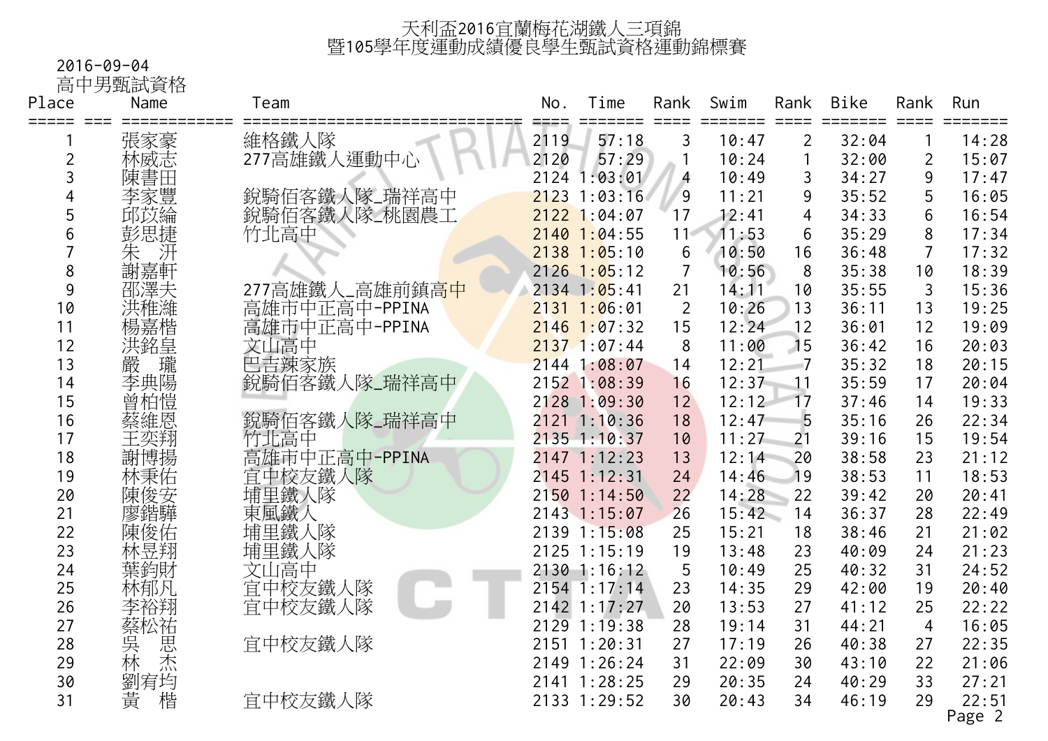# 天利盃2016宜蘭梅花湖鐵人三項錦
# 暨105學年度運動成績優良學生甄試資格運動錦標賽

2016-09-04

高中男甄試資格

| Place | Name | Team | No. | Time | Rank | Swim | Rank | Bike | Rank | Run |
|---|---|---|---|---|---|---|---|---|---|---|
| 1 | 張家豪 | 維格鐵人隊 | 2119 | 57:18 | 3 | 10:47 | 2 | 32:04 | 1 | 14:28 |
| 2 | 林威志 | 277高雄鐵人運動中心 | 2120 | 57:29 | 1 | 10:24 | 1 | 32:00 | 2 | 15:07 |
| 3 | 陳書田 | | 2124 | 1:03:01 | 4 | 10:49 | 3 | 34:27 | 9 | 17:47 |
| 4 | 李家豐 | 銳騎佰客鐵人隊_瑞祥高中 | 2123 | 1:03:16 | 9 | 11:21 | 9 | 35:52 | 5 | 16:05 |
| 5 | 邱玟綸 | 銳騎佰客鐵人隊_桃園農工 | 2122 | 1:04:07 | 17 | 12:41 | 4 | 34:33 | 6 | 16:54 |
| 6 | 彭思捷 | 竹北高中 | 2140 | 1:04:55 | 11 | 11:53 | 6 | 35:29 | 8 | 17:34 |
| 7 | 朱　汧 | | 2138 | 1:05:10 | 6 | 10:50 | 16 | 36:48 | 7 | 17:32 |
| 8 | 謝嘉軒 | | 2126 | 1:05:12 | 7 | 10:56 | 8 | 35:38 | 10 | 18:39 |
| 9 | 邵澤夫 | 277高雄鐵人_高雄前鎮高中 | 2134 | 1:05:41 | 21 | 14:11 | 10 | 35:55 | 3 | 15:36 |
| 10 | 洪稚濰 | 高雄市中正高中-PPINA | 2131 | 1:06:01 | 2 | 10:26 | 13 | 36:11 | 13 | 19:25 |
| 11 | 楊嘉楷 | 高雄市中正高中-PPINA | 2146 | 1:07:32 | 15 | 12:24 | 12 | 36:01 | 12 | 19:09 |
| 12 | 洪銘皇 | 文山高中 | 2137 | 1:07:44 | 8 | 11:00 | 15 | 36:42 | 16 | 20:03 |
| 13 | 嚴　瓏 | 巴吉辣家族 | 2144 | 1:08:07 | 14 | 12:21 | 7 | 35:32 | 18 | 20:15 |
| 14 | 李典陽 | 銳騎佰客鐵人隊_瑞祥高中 | 2152 | 1:08:39 | 16 | 12:37 | 11 | 35:59 | 17 | 20:04 |
| 15 | 曾柏愷 | | 2128 | 1:09:30 | 12 | 12:12 | 17 | 37:46 | 14 | 19:33 |
| 16 | 蔡維恩 | 銳騎佰客鐵人隊_瑞祥高中 | 2121 | 1:10:36 | 18 | 12:47 | 5 | 35:16 | 26 | 22:34 |
| 17 | 王奕翔 | 竹北高中 | 2135 | 1:10:37 | 10 | 11:27 | 21 | 39:16 | 15 | 19:54 |
| 18 | 謝博揚 | 高雄市中正高中-PPINA | 2147 | 1:12:23 | 13 | 12:14 | 20 | 38:58 | 23 | 21:12 |
| 19 | 林秉佑 | 宜中校友鐵人隊 | 2145 | 1:12:31 | 24 | 14:46 | 19 | 38:53 | 11 | 18:53 |
| 20 | 陳俊安 | 埔里鐵人隊 | 2150 | 1:14:50 | 22 | 14:28 | 22 | 39:42 | 20 | 20:41 |
| 21 | 廖鍇驊 | 東風鐵人 | 2143 | 1:15:07 | 26 | 15:42 | 14 | 36:37 | 28 | 22:49 |
| 22 | 陳俊佑 | 埔里鐵人隊 | 2139 | 1:15:08 | 25 | 15:21 | 18 | 38:46 | 21 | 21:02 |
| 23 | 林昱翔 | 埔里鐵人隊 | 2125 | 1:15:19 | 19 | 13:48 | 23 | 40:09 | 24 | 21:23 |
| 24 | 葉鈞財 | 文山高中 | 2130 | 1:16:12 | 5 | 10:49 | 25 | 40:32 | 31 | 24:52 |
| 25 | 林郁凡 | 宜中校友鐵人隊 | 2154 | 1:17:14 | 23 | 14:35 | 29 | 42:00 | 19 | 20:40 |
| 26 | 李裕翔 | 宜中校友鐵人隊 | 2142 | 1:17:27 | 20 | 13:53 | 27 | 41:12 | 25 | 22:22 |
| 27 | 蔡松祐 | | 2129 | 1:19:38 | 28 | 19:14 | 31 | 44:21 | 4 | 16:05 |
| 28 | 吳　思 | 宜中校友鐵人隊 | 2151 | 1:20:31 | 27 | 17:19 | 26 | 40:38 | 27 | 22:35 |
| 29 | 林　杰 | | 2149 | 1:26:24 | 31 | 22:09 | 30 | 43:10 | 22 | 21:06 |
| 30 | 劉宥均 | | 2141 | 1:28:25 | 29 | 20:35 | 24 | 40:29 | 33 | 27:21 |
| 31 | 黃　楷 | 宜中校友鐵人隊 | 2133 | 1:29:52 | 30 | 20:43 | 34 | 46:19 | 29 | 22:51 |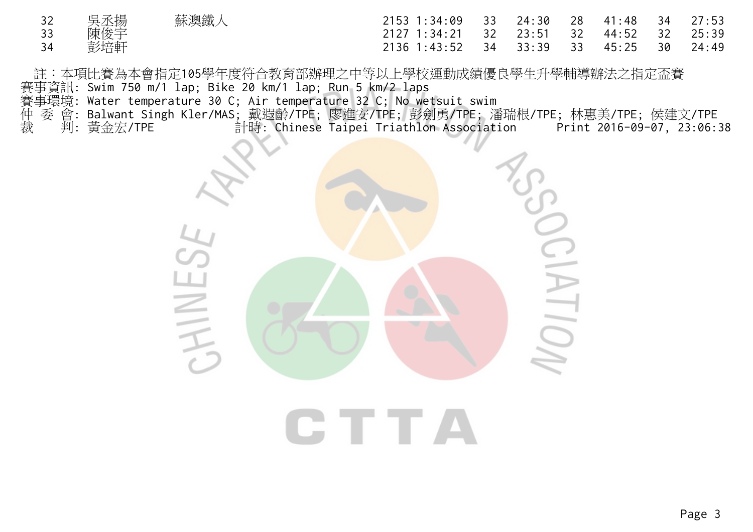| | | | | | | | | | | |
|---|---|---|---|---|---|---|---|---|---|---|
| 32 | 吳丞揚 | 蘇澳鐵人 | 2153 | 1:34:09 | 33 | 24:30 | 28 | 41:48 | 34 | 27:53 |
| 33 | 陳俊宇 | | 2127 | 1:34:21 | 32 | 23:51 | 32 | 44:52 | 32 | 25:39 |
| 34 | 彭培軒 | | 2136 | 1:43:52 | 34 | 33:39 | 33 | 45:25 | 30 | 24:49 |

註：本項比賽為本會指定105學年度符合教育部辦理之中等以上學校運動成績優良學生升學輔導辦法之指定盃賽

賽事資訊: Swim 750 m/1 lap; Bike 20 km/1 lap; Run 5 km/2 laps

賽事環境: Water temperature 30 C; Air temperature 32 C; No wetsuit swim

仲 委 會: Balwant Singh Kler/MAS; 戴遐齡/TPE; 廖進安/TPE; 彭劍勇/TPE; 潘瑞根/TPE; 林惠美/TPE; 侯建文/TPE

裁　　判: 黃金宏/TPE　　計時: Chinese Taipei Triathlon Association　　Print 2016-09-07, 23:06:38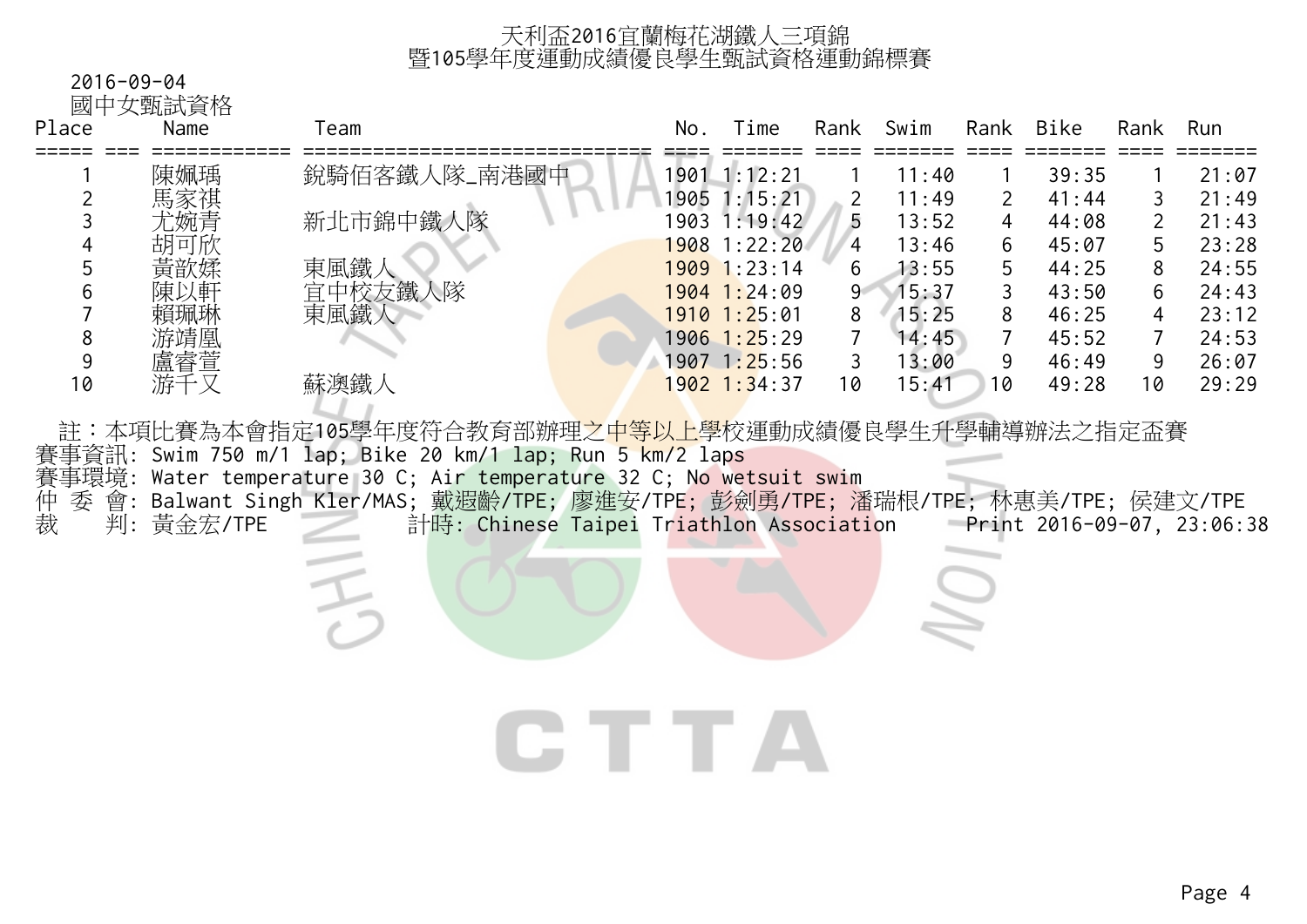# 天利盃2016宜蘭梅花湖鐵人三項錦
# 暨105學年度運動成績優良學生甄試資格運動錦標賽

2016-09-04

國中女甄試資格

| Place | Name | Team | No. | Time | Rank | Swim | Rank | Bike | Rank | Run |
|---|---|---|---|---|---|---|---|---|---|---|
| 1 | 陳姵瑀 | 銳騎佰客鐵人隊_南港國中 | 1901 | 1:12:21 | 1 | 11:40 | 1 | 39:35 | 1 | 21:07 |
| 2 | 馬家祺 | | 1905 | 1:15:21 | 2 | 11:49 | 2 | 41:44 | 3 | 21:49 |
| 3 | 尤婉青 | 新北市錦中鐵人隊 | 1903 | 1:19:42 | 5 | 13:52 | 4 | 44:08 | 2 | 21:43 |
| 4 | 胡可欣 | | 1908 | 1:22:20 | 4 | 13:46 | 6 | 45:07 | 5 | 23:28 |
| 5 | 黃歆婇 | 東風鐵人 | 1909 | 1:23:14 | 6 | 13:55 | 5 | 44:25 | 8 | 24:55 |
| 6 | 陳以軒 | 宜中校友鐵人隊 | 1904 | 1:24:09 | 9 | 15:37 | 3 | 43:50 | 6 | 24:43 |
| 7 | 賴珮琳 | 東風鐵人 | 1910 | 1:25:01 | 8 | 15:25 | 8 | 46:25 | 4 | 23:12 |
| 8 | 游靖凰 | | 1906 | 1:25:29 | 7 | 14:45 | 7 | 45:52 | 7 | 24:53 |
| 9 | 盧睿萱 | | 1907 | 1:25:56 | 3 | 13:00 | 9 | 46:49 | 9 | 26:07 |
| 10 | 游千又 | 蘇澳鐵人 | 1902 | 1:34:37 | 10 | 15:41 | 10 | 49:28 | 10 | 29:29 |

註：本項比賽為本會指定105學年度符合教育部辦理之中等以上學校運動成績優良學生升學輔導辦法之指定盃賽

賽事資訊: Swim 750 m/1 lap; Bike 20 km/1 lap; Run 5 km/2 laps

賽事環境: Water temperature 30 C; Air temperature 32 C; No wetsuit swim

仲 委 會: Balwant Singh Kler/MAS; 戴遐齡/TPE; 廖進安/TPE; 彭劍勇/TPE; 潘瑞根/TPE; 林惠美/TPE; 侯建文/TPE

裁　　判: 黃金宏/TPE　　計時: Chinese Taipei Triathlon Association　　Print 2016-09-07, 23:06:38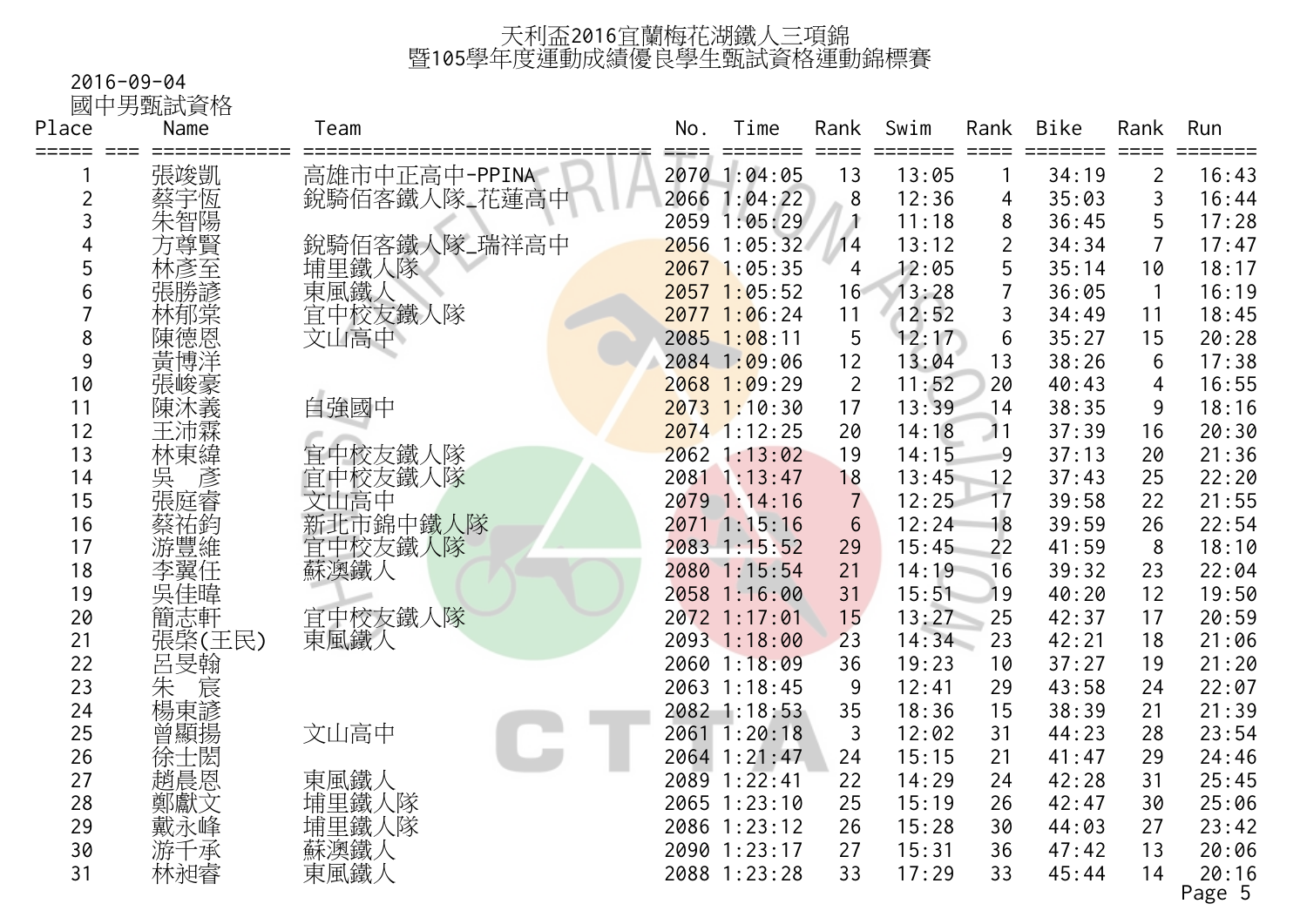# 天利盃2016宜蘭梅花湖鐵人三項錦
# 暨105學年度運動成績優良學生甄試資格運動錦標賽

2016-09-04

國中男甄試資格

| Place | Name | Team | No. | Time | Rank | Swim | Rank | Bike | Rank | Run |
|---|---|---|---|---|---|---|---|---|---|---|
| 1 | 張竣凱 | 高雄市中正高中-PPINA | 2070 | 1:04:05 | 13 | 13:05 | 1 | 34:19 | 2 | 16:43 |
| 2 | 蔡宇恆 | 銳騎佰客鐵人隊_花蓮高中 | 2066 | 1:04:22 | 8 | 12:36 | 4 | 35:03 | 3 | 16:44 |
| 3 | 朱智陽 | | 2059 | 1:05:29 | 1 | 11:18 | 8 | 36:45 | 5 | 17:28 |
| 4 | 方尊賢 | 銳騎佰客鐵人隊_瑞祥高中 | 2056 | 1:05:32 | 14 | 13:12 | 2 | 34:34 | 7 | 17:47 |
| 5 | 林彥至 | 埔里鐵人隊 | 2067 | 1:05:35 | 4 | 12:05 | 5 | 35:14 | 10 | 18:17 |
| 6 | 張勝諺 | 東風鐵人 | 2057 | 1:05:52 | 16 | 13:28 | 7 | 36:05 | 1 | 16:19 |
| 7 | 林郁棠 | 宜中校友鐵人隊 | 2077 | 1:06:24 | 11 | 12:52 | 3 | 34:49 | 11 | 18:45 |
| 8 | 陳德恩 | 文山高中 | 2085 | 1:08:11 | 5 | 12:17 | 6 | 35:27 | 15 | 20:28 |
| 9 | 黃博洋 | | 2084 | 1:09:06 | 12 | 13:04 | 13 | 38:26 | 6 | 17:38 |
| 10 | 張峻豪 | | 2068 | 1:09:29 | 2 | 11:52 | 20 | 40:43 | 4 | 16:55 |
| 11 | 陳沐義 | 自強國中 | 2073 | 1:10:30 | 17 | 13:39 | 14 | 38:35 | 9 | 18:16 |
| 12 | 王沛霖 | | 2074 | 1:12:25 | 20 | 14:18 | 11 | 37:39 | 16 | 20:30 |
| 13 | 林東緯 | 宜中校友鐵人隊 | 2062 | 1:13:02 | 19 | 14:15 | 9 | 37:13 | 20 | 21:36 |
| 14 | 吳　彥 | 宜中校友鐵人隊 | 2081 | 1:13:47 | 18 | 13:45 | 12 | 37:43 | 25 | 22:20 |
| 15 | 張庭睿 | 文山高中 | 2079 | 1:14:16 | 7 | 12:25 | 17 | 39:58 | 22 | 21:55 |
| 16 | 蔡祐鈞 | 新北市錦中鐵人隊 | 2071 | 1:15:16 | 6 | 12:24 | 18 | 39:59 | 26 | 22:54 |
| 17 | 游豐維 | 宜中校友鐵人隊 | 2083 | 1:15:52 | 29 | 15:45 | 22 | 41:59 | 8 | 18:10 |
| 18 | 李翼任 | 蘇澳鐵人 | 2080 | 1:15:54 | 21 | 14:19 | 16 | 39:32 | 23 | 22:04 |
| 19 | 吳佳暐 | | 2058 | 1:16:00 | 31 | 15:51 | 19 | 40:20 | 12 | 19:50 |
| 20 | 簡志軒 | 宜中校友鐵人隊 | 2072 | 1:17:01 | 15 | 13:27 | 25 | 42:37 | 17 | 20:59 |
| 21 | 張棨(王民) | 東風鐵人 | 2093 | 1:18:00 | 23 | 14:34 | 23 | 42:21 | 18 | 21:06 |
| 22 | 呂旻翰 | | 2060 | 1:18:09 | 36 | 19:23 | 10 | 37:27 | 19 | 21:20 |
| 23 | 朱　宸 | | 2063 | 1:18:45 | 9 | 12:41 | 29 | 43:58 | 24 | 22:07 |
| 24 | 楊東諺 | | 2082 | 1:18:53 | 35 | 18:36 | 15 | 38:39 | 21 | 21:39 |
| 25 | 曾顯揚 | 文山高中 | 2061 | 1:20:18 | 3 | 12:02 | 31 | 44:23 | 28 | 23:54 |
| 26 | 徐士閎 | | 2064 | 1:21:47 | 24 | 15:15 | 21 | 41:47 | 29 | 24:46 |
| 27 | 趙晨恩 | 東風鐵人 | 2089 | 1:22:41 | 22 | 14:29 | 24 | 42:28 | 31 | 25:45 |
| 28 | 鄭獻文 | 埔里鐵人隊 | 2065 | 1:23:10 | 25 | 15:19 | 26 | 42:47 | 30 | 25:06 |
| 29 | 戴永峰 | 埔里鐵人隊 | 2086 | 1:23:12 | 26 | 15:28 | 30 | 44:03 | 27 | 23:42 |
| 30 | 游千承 | 蘇澳鐵人 | 2090 | 1:23:17 | 27 | 15:31 | 36 | 47:42 | 13 | 20:06 |
| 31 | 林昶睿 | 東風鐵人 | 2088 | 1:23:28 | 33 | 17:29 | 33 | 45:44 | 14 | 20:16 |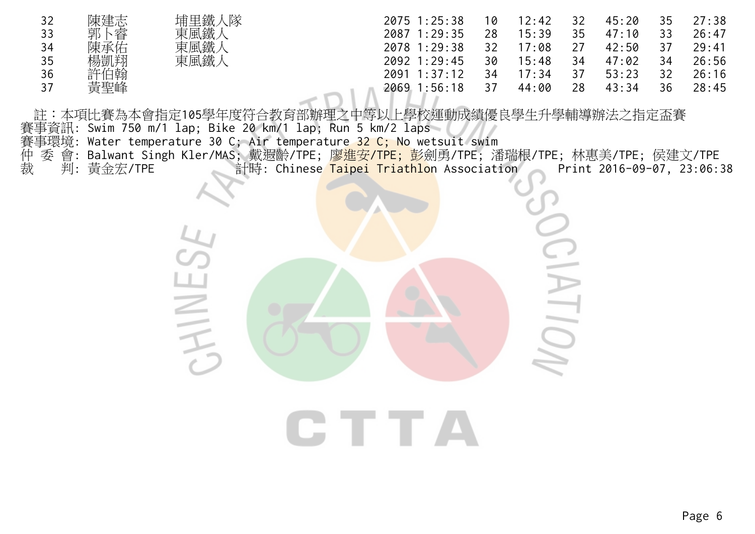| | | | | | | | | | | |
|---|---|---|---|---|---|---|---|---|---|---|
| 32 | 陳建志 | 埔里鐵人隊 | 2075 | 1:25:38 | 10 | 12:42 | 32 | 45:20 | 35 | 27:38 |
| 33 | 郭卜睿 | 東風鐵人 | 2087 | 1:29:35 | 28 | 15:39 | 35 | 47:10 | 33 | 26:47 |
| 34 | 陳承佑 | 東風鐵人 | 2078 | 1:29:38 | 32 | 17:08 | 27 | 42:50 | 37 | 29:41 |
| 35 | 楊凱翔 | 東風鐵人 | 2092 | 1:29:45 | 30 | 15:48 | 34 | 47:02 | 34 | 26:56 |
| 36 | 許伯翰 | | 2091 | 1:37:12 | 34 | 17:34 | 37 | 53:23 | 32 | 26:16 |
| 37 | 黃聖峰 | | 2069 | 1:56:18 | 37 | 44:00 | 28 | 43:34 | 36 | 28:45 |

註：本項比賽為本會指定105學年度符合教育部辦理之中等以上學校運動成績優良學生升學輔導辦法之指定盃賽

賽事資訊: Swim 750 m/1 lap; Bike 20 km/1 lap; Run 5 km/2 laps

賽事環境: Water temperature 30 C; Air temperature 32 C; No wetsuit swim

仲 委 會: Balwant Singh Kler/MAS; 戴遐齡/TPE; 廖進安/TPE; 彭劍勇/TPE; 潘瑞根/TPE; 林惠美/TPE; 侯建文/TPE

裁 判: 黃金宏/TPE　　計時: Chinese Taipei Triathlon Association　　Print 2016-09-07, 23:06:38